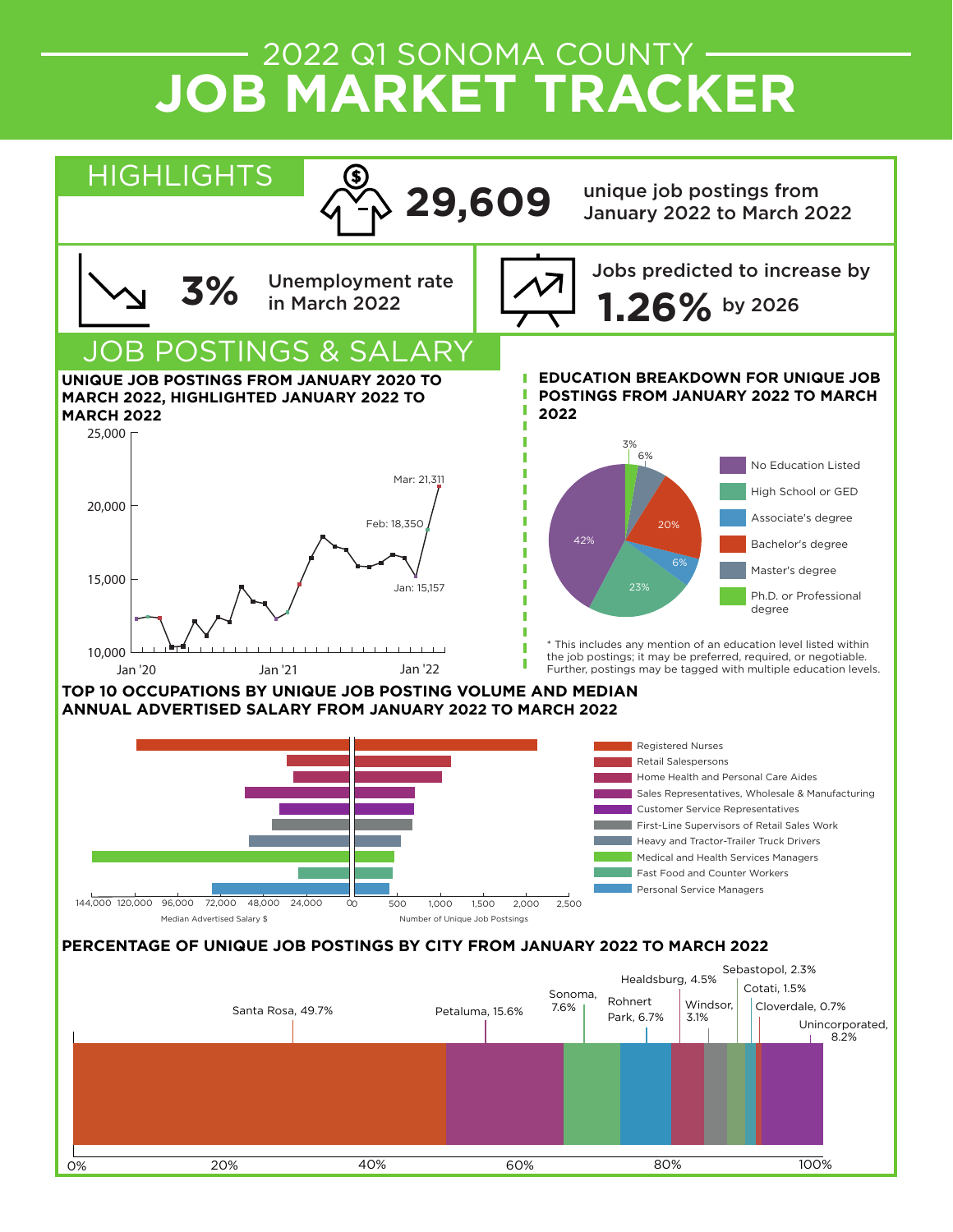# 2022 Q1 SONOMA COUNTY

# JOB MARKET TRACKER

## HIGHLIGHTS

**29,609** unique job postings from January 2022 to March 2022

**3%** Unemployment rate in March 2022

Jobs predicted to increase by **1.26%** by 2026

## JOB POSTINGS & SALARY

### UNIQUE JOB POSTINGS FROM JANUARY 2020 TO MARCH 2022, HIGHLIGHTED JANUARY 2022 TO MARCH 2022

Jan: 15,157
Feb: 18,350
Mar: 21,311

### EDUCATION BREAKDOWN FOR UNIQUE JOB POSTINGS FROM JANUARY 2022 TO MARCH 2022

| Education Level | Percentage |
|---|---|
| No Education Listed | 42% |
| High School or GED | 23% |
| Associate's degree | 6% |
| Bachelor's degree | 20% |
| Master's degree | 6% |
| Ph.D. or Professional degree | 3% |

* This includes any mention of an education level listed within the job postings; it may be preferred, required, or negotiable. Further, postings may be tagged with multiple education levels.

### TOP 10 OCCUPATIONS BY UNIQUE JOB POSTING VOLUME AND MEDIAN ANNUAL ADVERTISED SALARY FROM JANUARY 2022 TO MARCH 2022

- Registered Nurses
- Retail Salespersons
- Home Health and Personal Care Aides
- Sales Representatives, Wholesale & Manufacturing
- Customer Service Representatives
- First-Line Supervisors of Retail Sales Work
- Heavy and Tractor-Trailer Truck Drivers
- Medical and Health Services Managers
- Fast Food and Counter Workers
- Personal Service Managers

Median Advertised Salary $ | Number of Unique Job Postings

### PERCENTAGE OF UNIQUE JOB POSTINGS BY CITY FROM JANUARY 2022 TO MARCH 2022

| City | Percentage |
|---|---|
| Santa Rosa | 49.7% |
| Petaluma | 15.6% |
| Sonoma | 7.6% |
| Rohnert Park | 6.7% |
| Healdsburg | 4.5% |
| Windsor | 3.1% |
| Sebastopol | 2.3% |
| Cotati | 1.5% |
| Cloverdale | 0.7% |
| Unincorporated | 8.2% |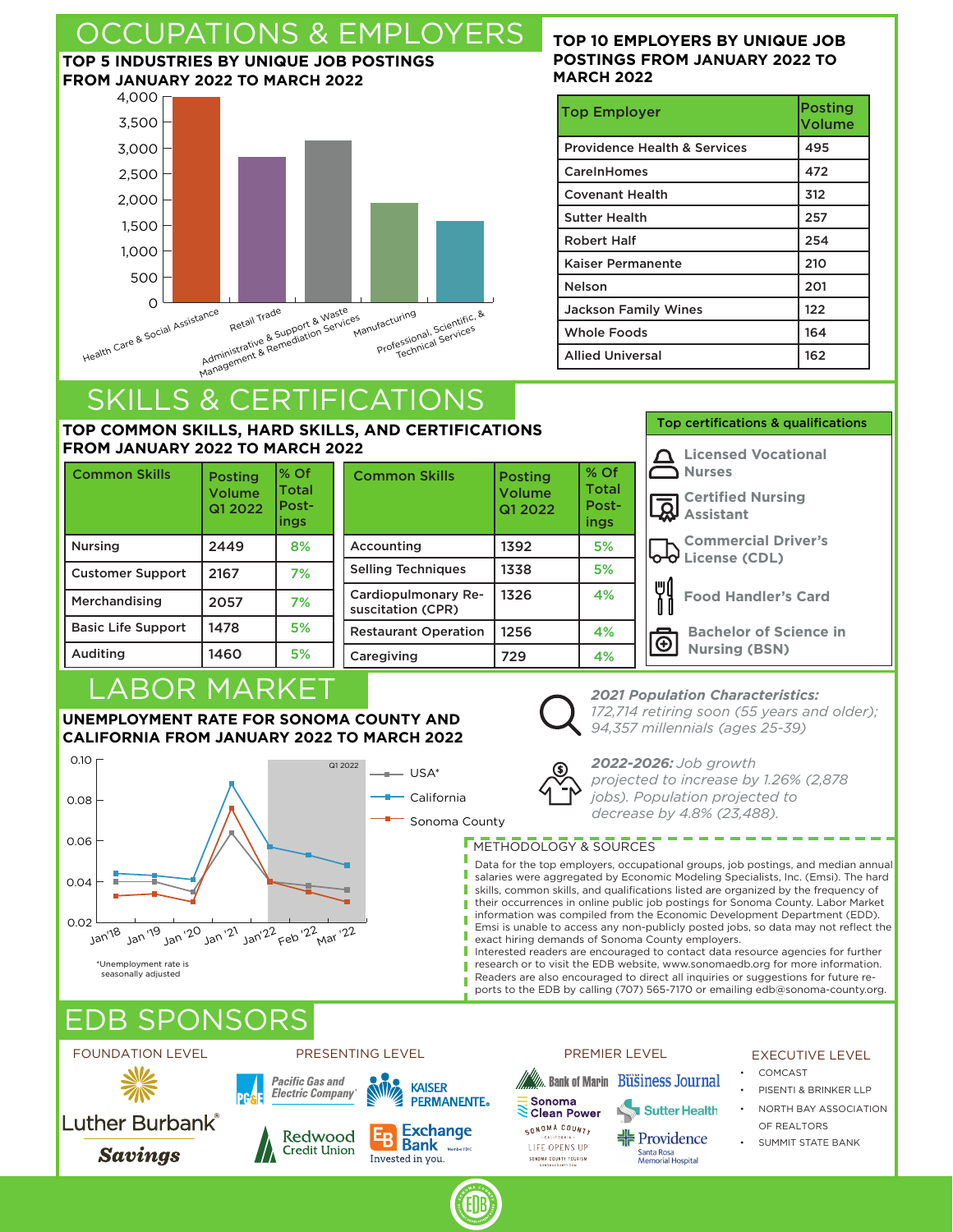# OCCUPATIONS & EMPLOYERS

## TOP 5 INDUSTRIES BY UNIQUE JOB POSTINGS FROM JANUARY 2022 TO MARCH 2022

4,000
3,500
3,000
2,500
2,000
1,500
1,000
500
0

Health Care & Social Assistance
Retail Trade
Administrative & Support & Waste Management & Remediation Services
Manufacturing
Professional, Scientific, & Technical Services

## TOP 10 EMPLOYERS BY UNIQUE JOB POSTINGS FROM JANUARY 2022 TO MARCH 2022

| Top Employer | Posting Volume |
|---|---|
| Providence Health & Services | 495 |
| CareInHomes | 472 |
| Covenant Health | 312 |
| Sutter Health | 257 |
| Robert Half | 254 |
| Kaiser Permanente | 210 |
| Nelson | 201 |
| Jackson Family Wines | 122 |
| Whole Foods | 164 |
| Allied Universal | 162 |

# SKILLS & CERTIFICATIONS

## TOP COMMON SKILLS, HARD SKILLS, AND CERTIFICATIONS FROM JANUARY 2022 TO MARCH 2022

| Common Skills | Posting Volume Q1 2022 | % Of Total Postings |
|---|---|---|
| Nursing | 2449 | 8% |
| Customer Support | 2167 | 7% |
| Merchandising | 2057 | 7% |
| Basic Life Support | 1478 | 5% |
| Auditing | 1460 | 5% |

| Common Skills | Posting Volume Q1 2022 | % Of Total Postings |
|---|---|---|
| Accounting | 1392 | 5% |
| Selling Techniques | 1338 | 5% |
| Cardiopulmonary Resuscitation (CPR) | 1326 | 4% |
| Restaurant Operation | 1256 | 4% |
| Caregiving | 729 | 4% |

### Top certifications & qualifications

- Licensed Vocational Nurses
- Certified Nursing Assistant
- Commercial Driver's License (CDL)
- Food Handler's Card
- Bachelor of Science in Nursing (BSN)

# LABOR MARKET

## UNEMPLOYMENT RATE FOR SONOMA COUNTY AND CALIFORNIA FROM JANUARY 2022 TO MARCH 2022

0.10
0.08
0.06
0.04
0.02

Jan'18, Jan '19, Jan '20, Jan '21, Jan'22, Feb '22, Mar '22

Q1 2022

USA*
California
Sonoma County

*Unemployment rate is seasonally adjusted

***2021 Population Characteristics:*** *172,714 retiring soon (55 years and older); 94,357 millennials (ages 25-39)*

***2022-2026:*** *Job growth projected to increase by 1.26% (2,878 jobs). Population projected to decrease by 4.8% (23,488).*

## METHODOLOGY & SOURCES

Data for the top employers, occupational groups, job postings, and median annual salaries were aggregated by Economic Modeling Specialists, Inc. (Emsi). The hard skills, common skills, and qualifications listed are organized by the frequency of their occurrences in online public job postings for Sonoma County. Labor Market information was compiled from the Economic Development Department (EDD). Emsi is unable to access any non-publicly posted jobs, so data may not reflect the exact hiring demands of Sonoma County employers.

Interested readers are encouraged to contact data resource agencies for further research or to visit the EDB website, www.sonomaedb.org for more information. Readers are also encouraged to direct all inquiries or suggestions for future reports to the EDB by calling (707) 565-7170 or emailing edb@sonoma-county.org.

# EDB SPONSORS

**FOUNDATION LEVEL**

Luther Burbank Savings

**PRESENTING LEVEL**

Pacific Gas and Electric Company
Kaiser Permanente
Redwood Credit Union
Exchange Bank – Invested in you.

**PREMIER LEVEL**

Bank of Marin
Business Journal
Sonoma Clean Power
Sutter Health
Sonoma County – California – Life Opens Up
Providence Santa Rosa Memorial Hospital

**EXECUTIVE LEVEL**

- COMCAST
- PISENTI & BRINKER LLP
- NORTH BAY ASSOCIATION OF REALTORS
- SUMMIT STATE BANK